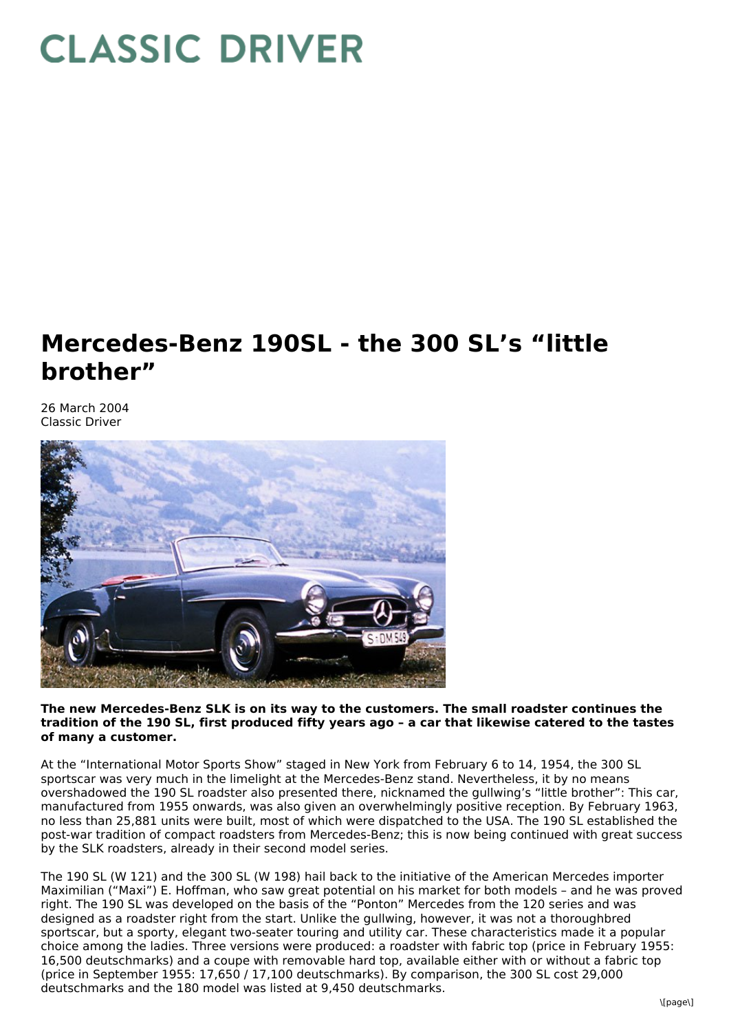# CLASSIC DRIVER

# Mercedes-Benz 190SL - the 300 SL's "little brother"

26 March 2004
Classic Driver

**The new Mercedes-Benz SLK is on its way to the customers. The small roadster continues the tradition of the 190 SL, first produced fifty years ago – a car that likewise catered to the tastes of many a customer.**

At the "International Motor Sports Show" staged in New York from February 6 to 14, 1954, the 300 SL sportscar was very much in the limelight at the Mercedes-Benz stand. Nevertheless, it by no means overshadowed the 190 SL roadster also presented there, nicknamed the gullwing's "little brother": This car, manufactured from 1955 onwards, was also given an overwhelmingly positive reception. By February 1963, no less than 25,881 units were built, most of which were dispatched to the USA. The 190 SL established the post-war tradition of compact roadsters from Mercedes-Benz; this is now being continued with great success by the SLK roadsters, already in their second model series.

The 190 SL (W 121) and the 300 SL (W 198) hail back to the initiative of the American Mercedes importer Maximilian ("Maxi") E. Hoffman, who saw great potential on his market for both models – and he was proved right. The 190 SL was developed on the basis of the "Ponton" Mercedes from the 120 series and was designed as a roadster right from the start. Unlike the gullwing, however, it was not a thoroughbred sportscar, but a sporty, elegant two-seater touring and utility car. These characteristics made it a popular choice among the ladies. Three versions were produced: a roadster with fabric top (price in February 1955: 16,500 deutschmarks) and a coupe with removable hard top, available either with or without a fabric top (price in September 1955: 17,650 / 17,100 deutschmarks). By comparison, the 300 SL cost 29,000 deutschmarks and the 180 model was listed at 9,450 deutschmarks.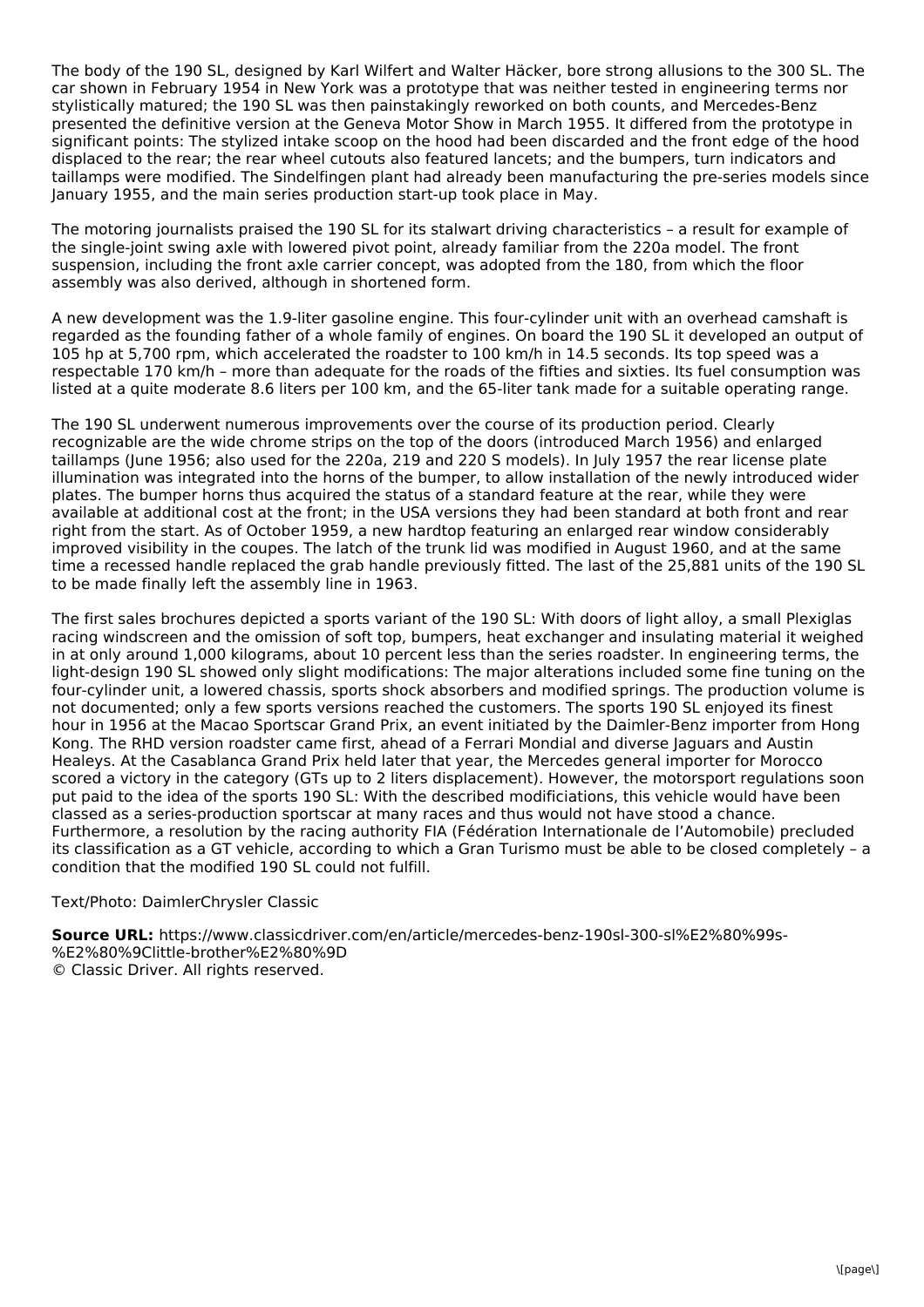The body of the 190 SL, designed by Karl Wilfert and Walter Häcker, bore strong allusions to the 300 SL. The car shown in February 1954 in New York was a prototype that was neither tested in engineering terms nor stylistically matured; the 190 SL was then painstakingly reworked on both counts, and Mercedes-Benz presented the definitive version at the Geneva Motor Show in March 1955. It differed from the prototype in significant points: The stylized intake scoop on the hood had been discarded and the front edge of the hood displaced to the rear; the rear wheel cutouts also featured lancets; and the bumpers, turn indicators and taillamps were modified. The Sindelfingen plant had already been manufacturing the pre-series models since January 1955, and the main series production start-up took place in May.

The motoring journalists praised the 190 SL for its stalwart driving characteristics – a result for example of the single-joint swing axle with lowered pivot point, already familiar from the 220a model. The front suspension, including the front axle carrier concept, was adopted from the 180, from which the floor assembly was also derived, although in shortened form.

A new development was the 1.9-liter gasoline engine. This four-cylinder unit with an overhead camshaft is regarded as the founding father of a whole family of engines. On board the 190 SL it developed an output of 105 hp at 5,700 rpm, which accelerated the roadster to 100 km/h in 14.5 seconds. Its top speed was a respectable 170 km/h – more than adequate for the roads of the fifties and sixties. Its fuel consumption was listed at a quite moderate 8.6 liters per 100 km, and the 65-liter tank made for a suitable operating range.

The 190 SL underwent numerous improvements over the course of its production period. Clearly recognizable are the wide chrome strips on the top of the doors (introduced March 1956) and enlarged taillamps (June 1956; also used for the 220a, 219 and 220 S models). In July 1957 the rear license plate illumination was integrated into the horns of the bumper, to allow installation of the newly introduced wider plates. The bumper horns thus acquired the status of a standard feature at the rear, while they were available at additional cost at the front; in the USA versions they had been standard at both front and rear right from the start. As of October 1959, a new hardtop featuring an enlarged rear window considerably improved visibility in the coupes. The latch of the trunk lid was modified in August 1960, and at the same time a recessed handle replaced the grab handle previously fitted. The last of the 25,881 units of the 190 SL to be made finally left the assembly line in 1963.

The first sales brochures depicted a sports variant of the 190 SL: With doors of light alloy, a small Plexiglas racing windscreen and the omission of soft top, bumpers, heat exchanger and insulating material it weighed in at only around 1,000 kilograms, about 10 percent less than the series roadster. In engineering terms, the light-design 190 SL showed only slight modifications: The major alterations included some fine tuning on the four-cylinder unit, a lowered chassis, sports shock absorbers and modified springs. The production volume is not documented; only a few sports versions reached the customers. The sports 190 SL enjoyed its finest hour in 1956 at the Macao Sportscar Grand Prix, an event initiated by the Daimler-Benz importer from Hong Kong. The RHD version roadster came first, ahead of a Ferrari Mondial and diverse Jaguars and Austin Healeys. At the Casablanca Grand Prix held later that year, the Mercedes general importer for Morocco scored a victory in the category (GTs up to 2 liters displacement). However, the motorsport regulations soon put paid to the idea of the sports 190 SL: With the described modificiations, this vehicle would have been classed as a series-production sportscar at many races and thus would not have stood a chance. Furthermore, a resolution by the racing authority FIA (Fédération Internationale de l'Automobile) precluded its classification as a GT vehicle, according to which a Gran Turismo must be able to be closed completely – a condition that the modified 190 SL could not fulfill.

Text/Photo: DaimlerChrysler Classic

**Source URL:** https://www.classicdriver.com/en/article/mercedes-benz-190sl-300-sl%E2%80%99s-%E2%80%9Clittle-brother%E2%80%9D
© Classic Driver. All rights reserved.